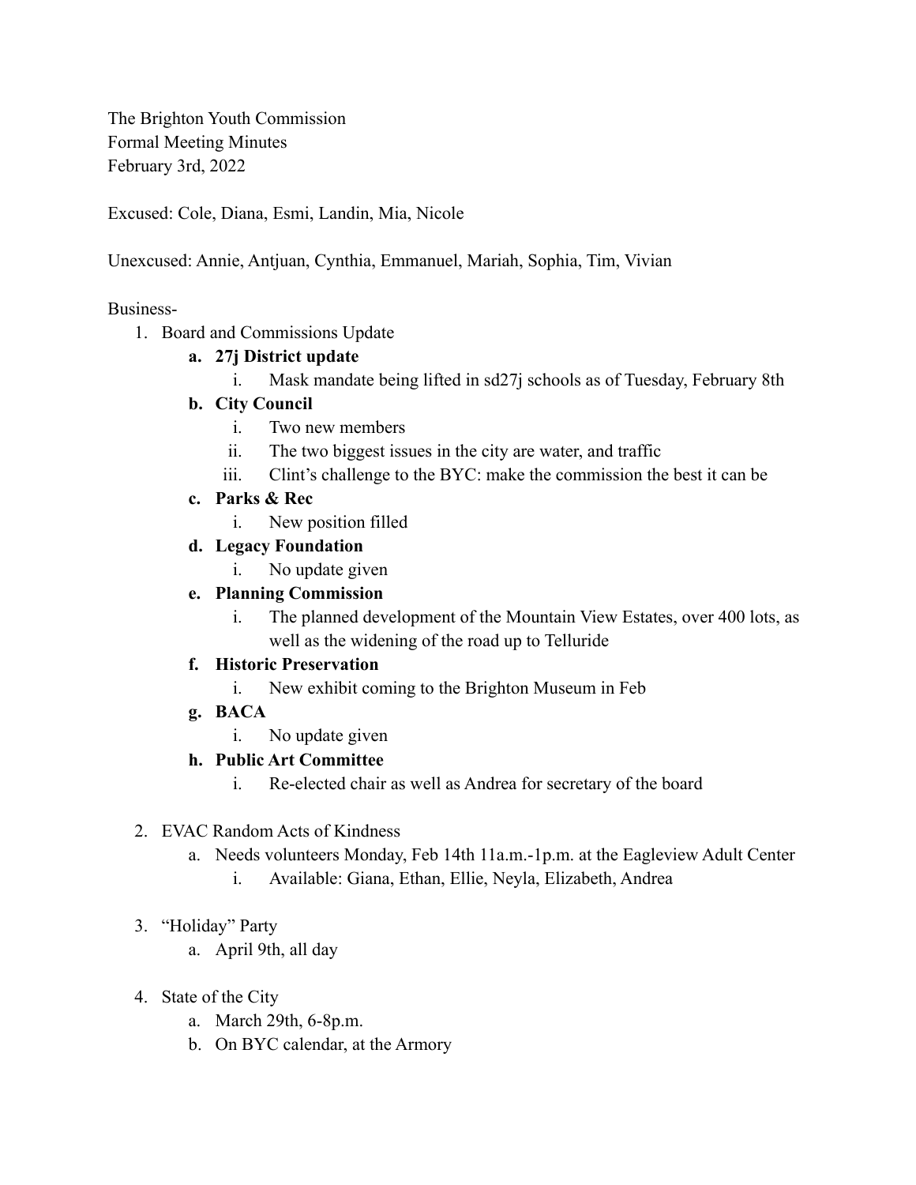The Brighton Youth Commission
Formal Meeting Minutes
February 3rd, 2022

Excused: Cole, Diana, Esmi, Landin, Mia, Nicole

Unexcused: Annie, Antjuan, Cynthia, Emmanuel, Mariah, Sophia, Tim, Vivian

Business-

1. Board and Commissions Update
   a. **27j District update**
      i. Mask mandate being lifted in sd27j schools as of Tuesday, February 8th
   b. **City Council**
      i. Two new members
      ii. The two biggest issues in the city are water, and traffic
      iii. Clint's challenge to the BYC: make the commission the best it can be
   c. **Parks & Rec**
      i. New position filled
   d. **Legacy Foundation**
      i. No update given
   e. **Planning Commission**
      i. The planned development of the Mountain View Estates, over 400 lots, as well as the widening of the road up to Telluride
   f. **Historic Preservation**
      i. New exhibit coming to the Brighton Museum in Feb
   g. **BACA**
      i. No update given
   h. **Public Art Committee**
      i. Re-elected chair as well as Andrea for secretary of the board

2. EVAC Random Acts of Kindness
   a. Needs volunteers Monday, Feb 14th 11a.m.-1p.m. at the Eagleview Adult Center
      i. Available: Giana, Ethan, Ellie, Neyla, Elizabeth, Andrea

3. "Holiday" Party
   a. April 9th, all day

4. State of the City
   a. March 29th, 6-8p.m.
   b. On BYC calendar, at the Armory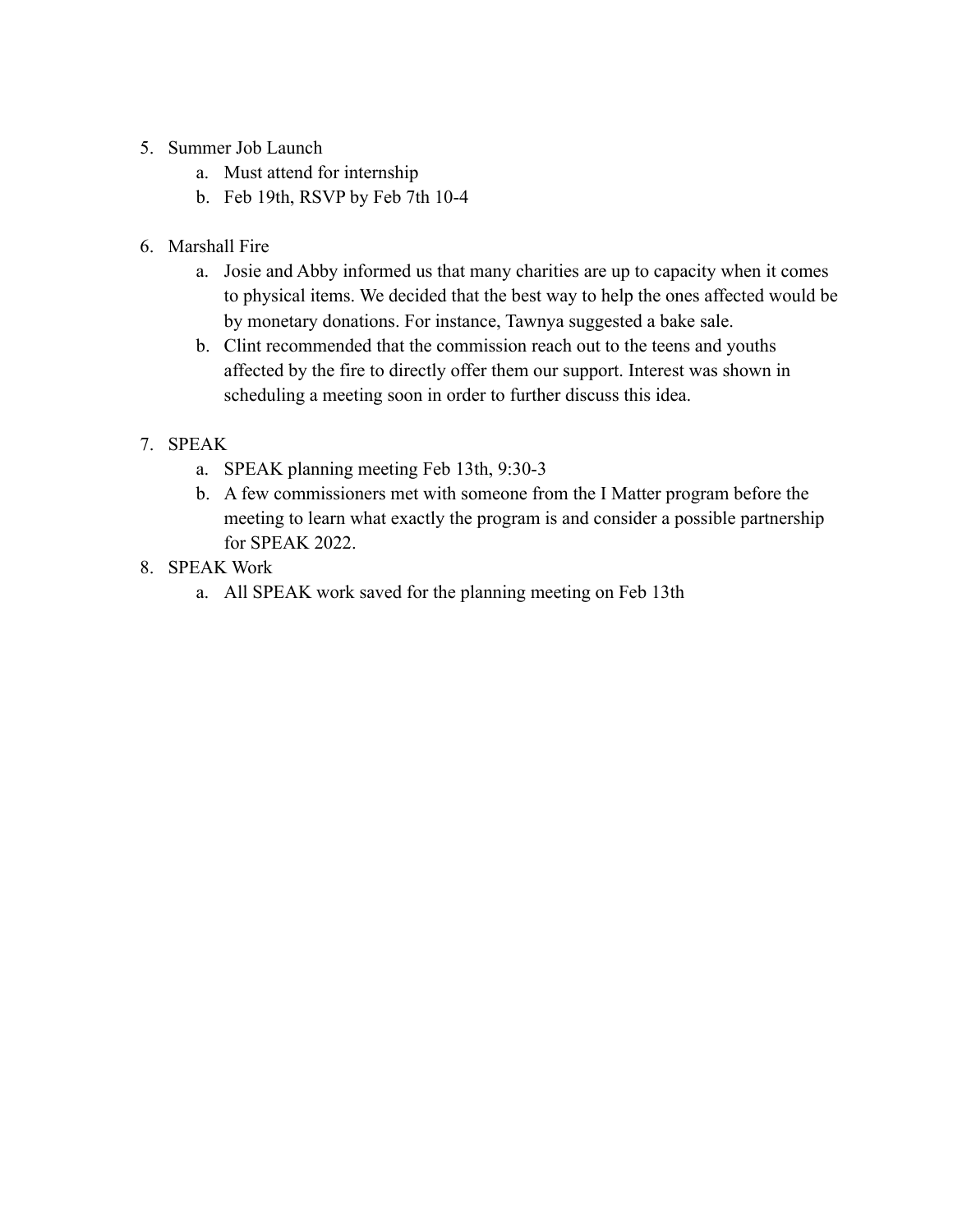5. Summer Job Launch
    a. Must attend for internship
    b. Feb 19th, RSVP by Feb 7th 10-4

6. Marshall Fire
    a. Josie and Abby informed us that many charities are up to capacity when it comes to physical items. We decided that the best way to help the ones affected would be by monetary donations. For instance, Tawnya suggested a bake sale.
    b. Clint recommended that the commission reach out to the teens and youths affected by the fire to directly offer them our support. Interest was shown in scheduling a meeting soon in order to further discuss this idea.

7. SPEAK
    a. SPEAK planning meeting Feb 13th, 9:30-3
    b. A few commissioners met with someone from the I Matter program before the meeting to learn what exactly the program is and consider a possible partnership for SPEAK 2022.
8. SPEAK Work
    a. All SPEAK work saved for the planning meeting on Feb 13th